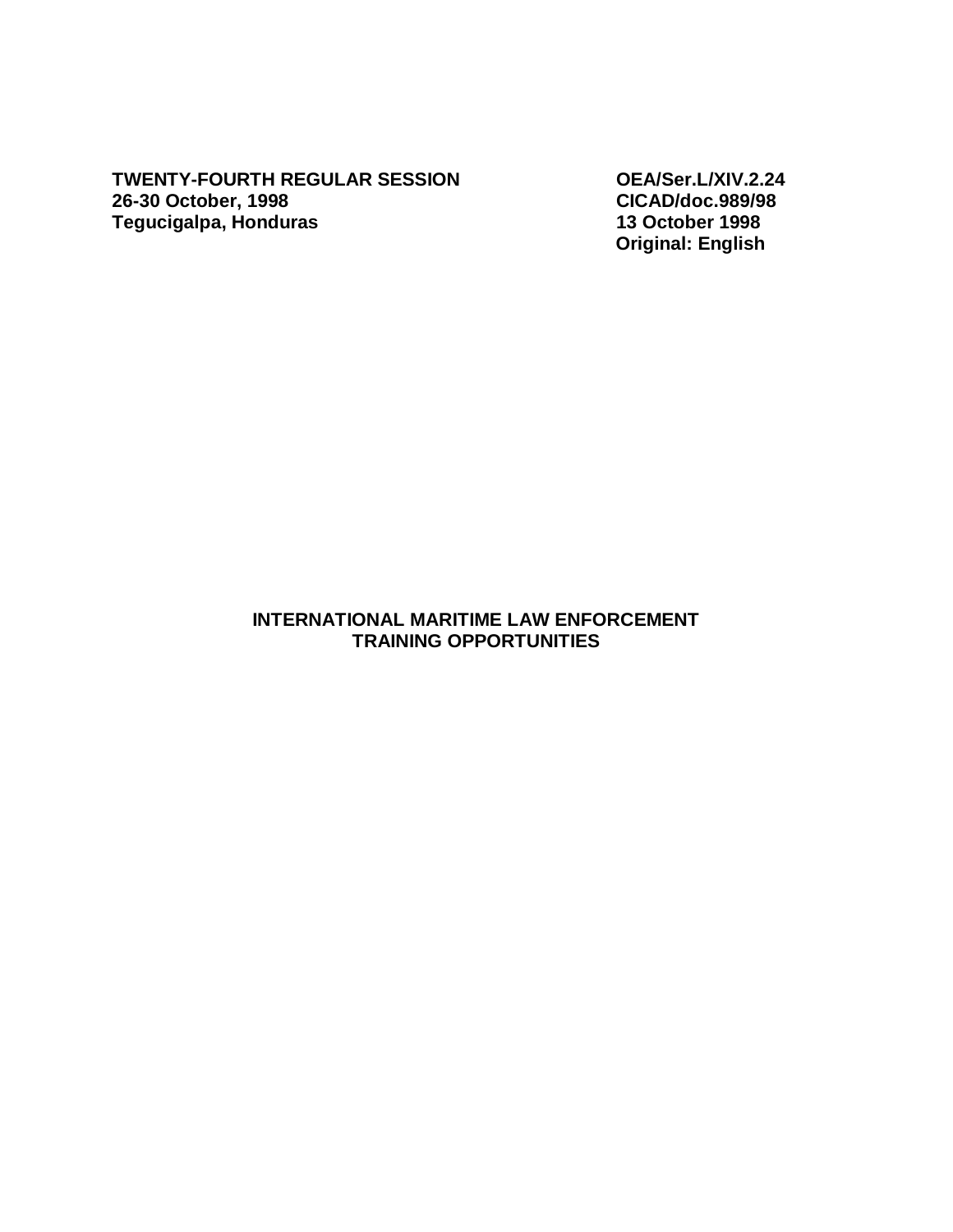**TWENTY-FOURTH REGULAR SESSION**
**26-30 October, 1998**
**Tegucigalpa, Honduras**

**OEA/Ser.L/XIV.2.24**
**CICAD/doc.989/98**
**13 October 1998**
**Original: English**

# INTERNATIONAL MARITIME LAW ENFORCEMENT TRAINING OPPORTUNITIES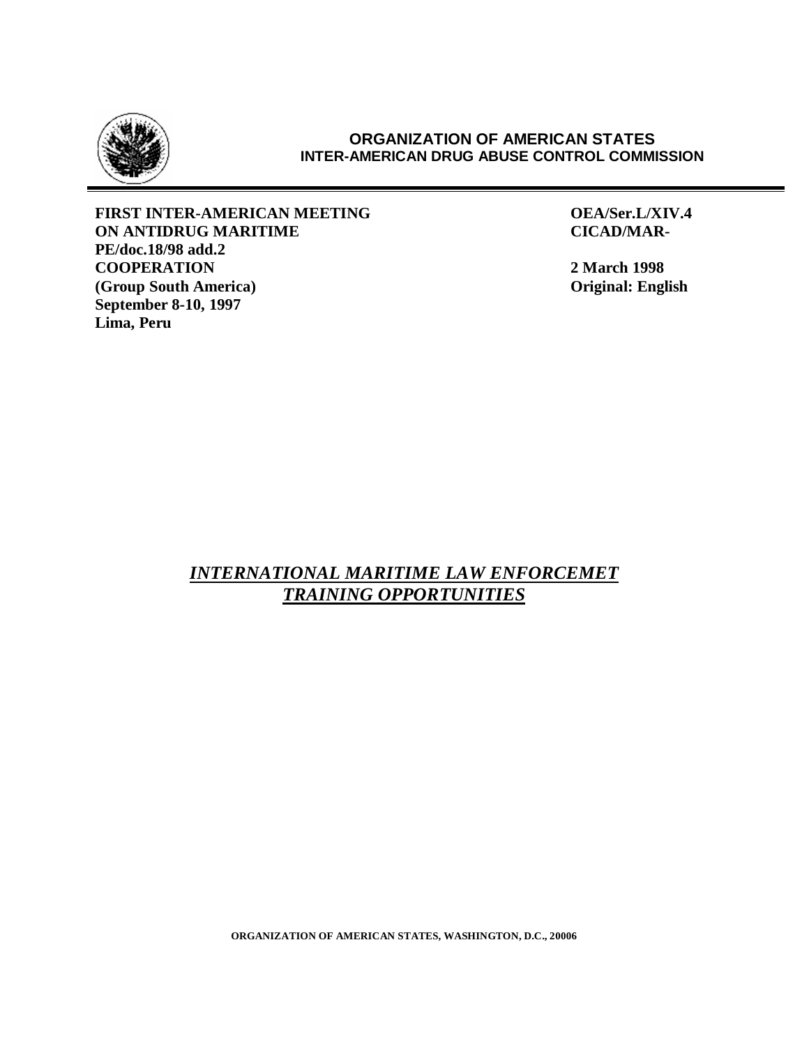**ORGANIZATION OF AMERICAN STATES**
**INTER-AMERICAN DRUG ABUSE CONTROL COMMISSION**

---

**FIRST INTER-AMERICAN MEETING**
**ON ANTIDRUG MARITIME**
**COOPERATION**
**(Group South America)**
**September 8-10, 1997**
**Lima, Peru**

**OEA/Ser.L/XIV.4**
**CICAD/MAR-PE/doc.18/98 add.2**
**2 March 1998**
**Original: English**

## ***INTERNATIONAL MARITIME LAW ENFORCEMET TRAINING OPPORTUNITIES***

**ORGANIZATION OF AMERICAN STATES, WASHINGTON, D.C., 20006**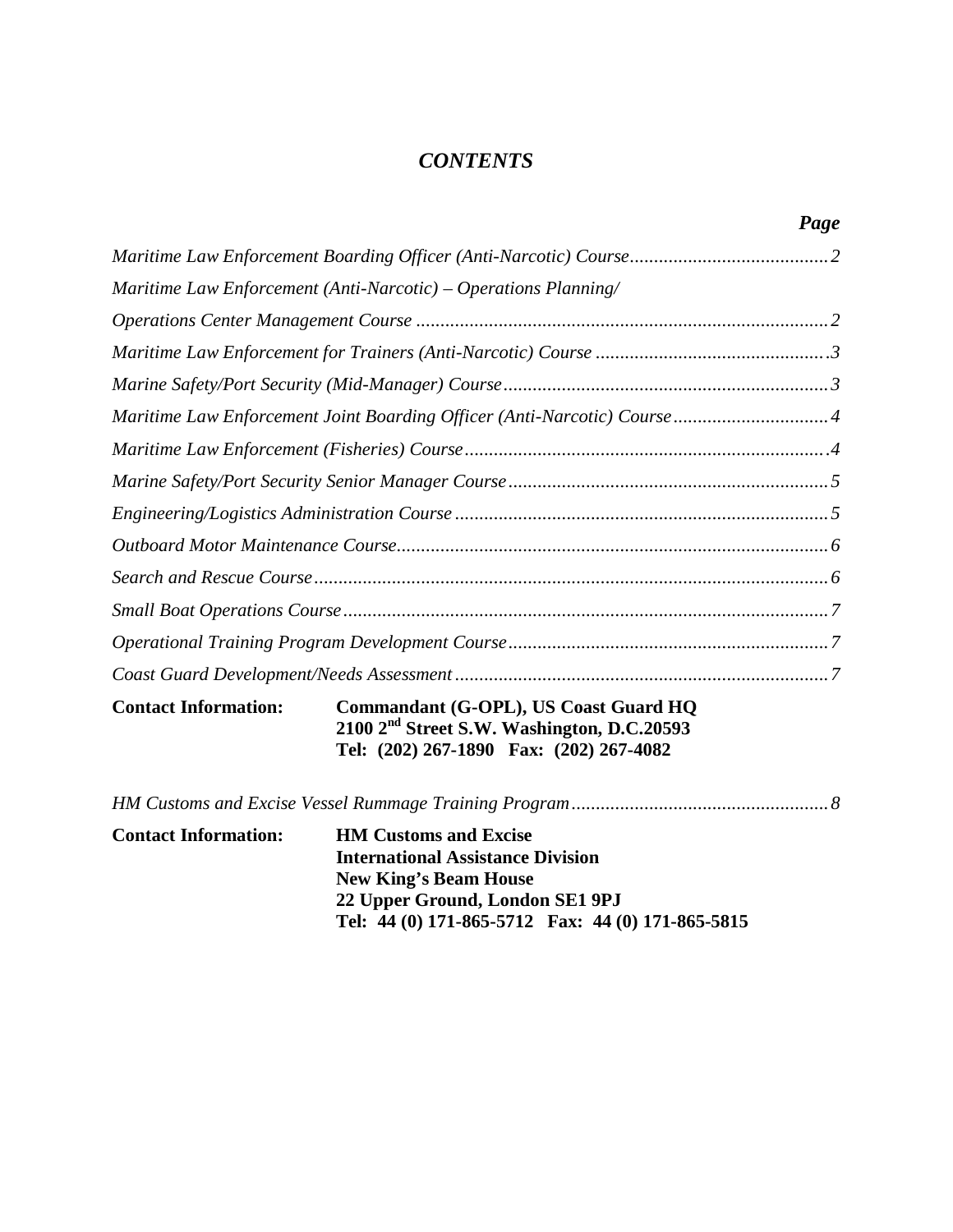# *CONTENTS*

| | ***Page*** |
|---|---|
| *Maritime Law Enforcement Boarding Officer (Anti-Narcotic) Course* | *2* |
| *Maritime Law Enforcement (Anti-Narcotic) – Operations Planning/ Operations Center Management Course* | *2* |
| *Maritime Law Enforcement for Trainers (Anti-Narcotic) Course* | *3* |
| *Marine Safety/Port Security (Mid-Manager) Course* | *3* |
| *Maritime Law Enforcement Joint Boarding Officer (Anti-Narcotic) Course* | *4* |
| *Maritime Law Enforcement (Fisheries) Course* | *4* |
| *Marine Safety/Port Security Senior Manager Course* | *5* |
| *Engineering/Logistics Administration Course* | *5* |
| *Outboard Motor Maintenance Course* | *6* |
| *Search and Rescue Course* | *6* |
| *Small Boat Operations Course* | *7* |
| *Operational Training Program Development Course* | *7* |
| *Coast Guard Development/Needs Assessment* | *7* |

**Contact Information:** **Commandant (G-OPL), US Coast Guard HQ**
**2100 2nd Street S.W. Washington, D.C.20593**
**Tel: (202) 267-1890 Fax: (202) 267-4082**

| | |
|---|---|
| *HM Customs and Excise Vessel Rummage Training Program* | *8* |

**Contact Information:** **HM Customs and Excise**
**International Assistance Division**
**New King's Beam House**
**22 Upper Ground, London SE1 9PJ**
**Tel: 44 (0) 171-865-5712 Fax: 44 (0) 171-865-5815**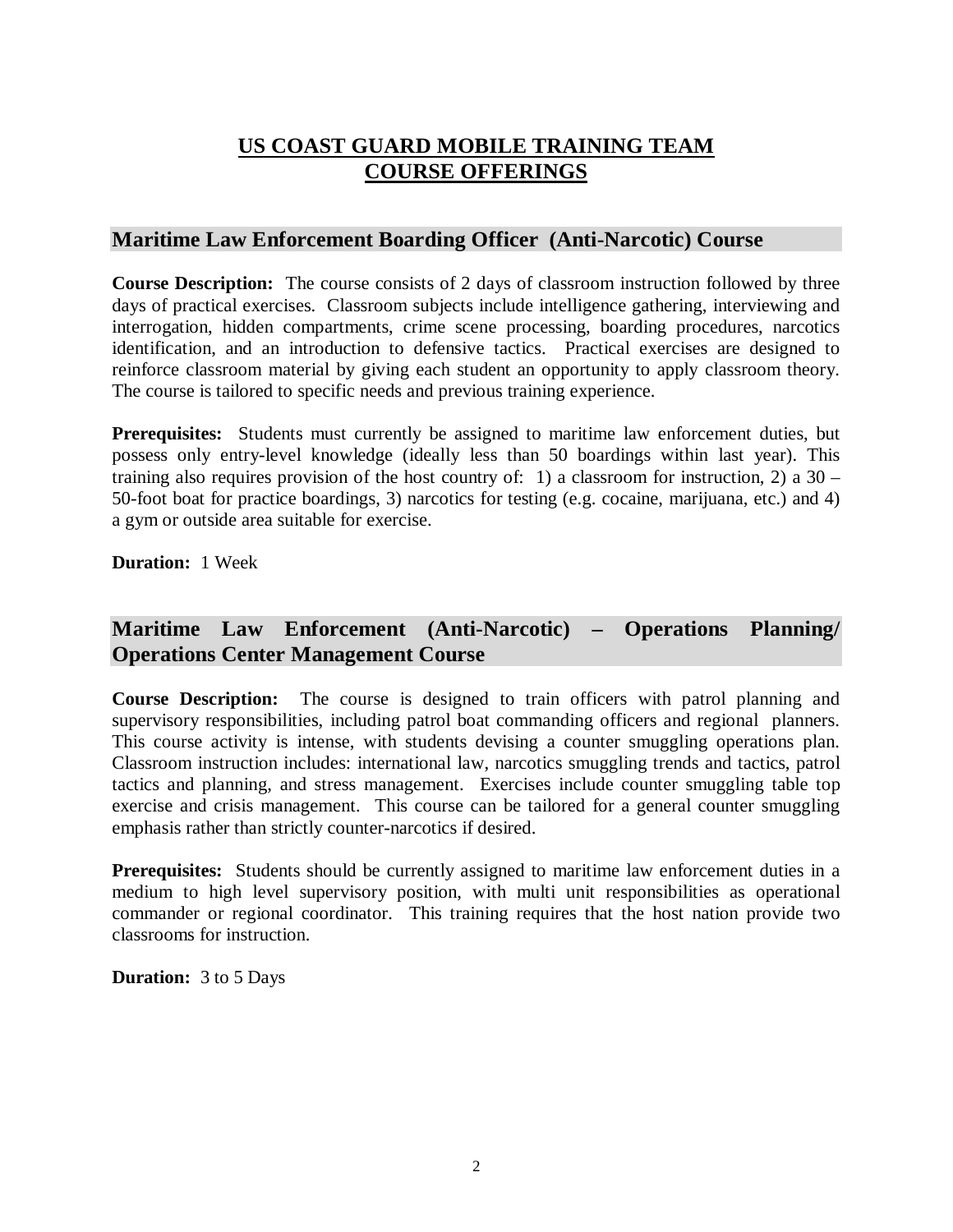# US COAST GUARD MOBILE TRAINING TEAM COURSE OFFERINGS

## Maritime Law Enforcement Boarding Officer (Anti-Narcotic) Course

**Course Description:** The course consists of 2 days of classroom instruction followed by three days of practical exercises. Classroom subjects include intelligence gathering, interviewing and interrogation, hidden compartments, crime scene processing, boarding procedures, narcotics identification, and an introduction to defensive tactics. Practical exercises are designed to reinforce classroom material by giving each student an opportunity to apply classroom theory. The course is tailored to specific needs and previous training experience.

**Prerequisites:** Students must currently be assigned to maritime law enforcement duties, but possess only entry-level knowledge (ideally less than 50 boardings within last year). This training also requires provision of the host country of: 1) a classroom for instruction, 2) a 30 – 50-foot boat for practice boardings, 3) narcotics for testing (e.g. cocaine, marijuana, etc.) and 4) a gym or outside area suitable for exercise.

**Duration:** 1 Week

## Maritime Law Enforcement (Anti-Narcotic) – Operations Planning/ Operations Center Management Course

**Course Description:** The course is designed to train officers with patrol planning and supervisory responsibilities, including patrol boat commanding officers and regional planners. This course activity is intense, with students devising a counter smuggling operations plan. Classroom instruction includes: international law, narcotics smuggling trends and tactics, patrol tactics and planning, and stress management. Exercises include counter smuggling table top exercise and crisis management. This course can be tailored for a general counter smuggling emphasis rather than strictly counter-narcotics if desired.

**Prerequisites:** Students should be currently assigned to maritime law enforcement duties in a medium to high level supervisory position, with multi unit responsibilities as operational commander or regional coordinator. This training requires that the host nation provide two classrooms for instruction.

**Duration:** 3 to 5 Days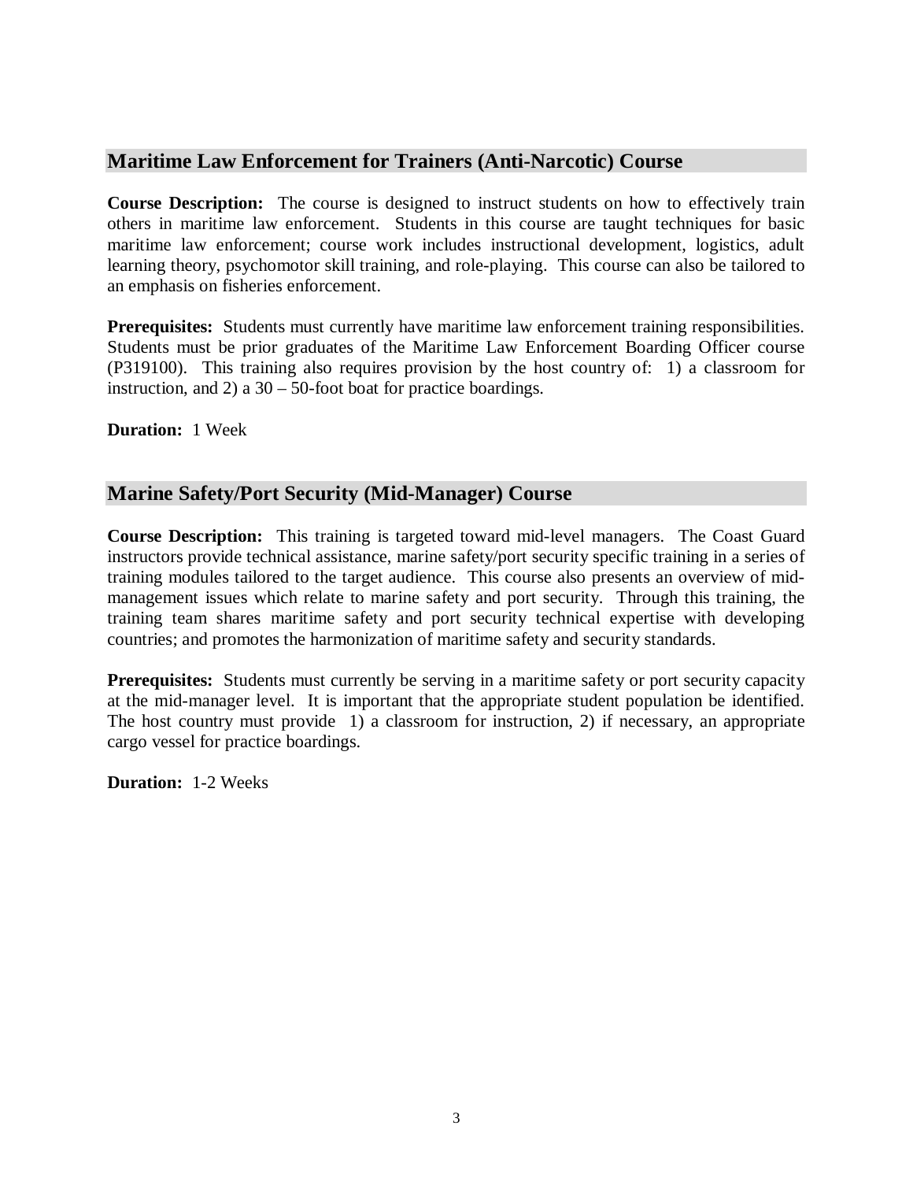## Maritime Law Enforcement for Trainers (Anti-Narcotic) Course

**Course Description:** The course is designed to instruct students on how to effectively train others in maritime law enforcement. Students in this course are taught techniques for basic maritime law enforcement; course work includes instructional development, logistics, adult learning theory, psychomotor skill training, and role-playing. This course can also be tailored to an emphasis on fisheries enforcement.

**Prerequisites:** Students must currently have maritime law enforcement training responsibilities. Students must be prior graduates of the Maritime Law Enforcement Boarding Officer course (P319100). This training also requires provision by the host country of: 1) a classroom for instruction, and 2) a 30 – 50-foot boat for practice boardings.

**Duration:** 1 Week

## Marine Safety/Port Security (Mid-Manager) Course

**Course Description:** This training is targeted toward mid-level managers. The Coast Guard instructors provide technical assistance, marine safety/port security specific training in a series of training modules tailored to the target audience. This course also presents an overview of mid-management issues which relate to marine safety and port security. Through this training, the training team shares maritime safety and port security technical expertise with developing countries; and promotes the harmonization of maritime safety and security standards.

**Prerequisites:** Students must currently be serving in a maritime safety or port security capacity at the mid-manager level. It is important that the appropriate student population be identified. The host country must provide 1) a classroom for instruction, 2) if necessary, an appropriate cargo vessel for practice boardings.

**Duration:** 1-2 Weeks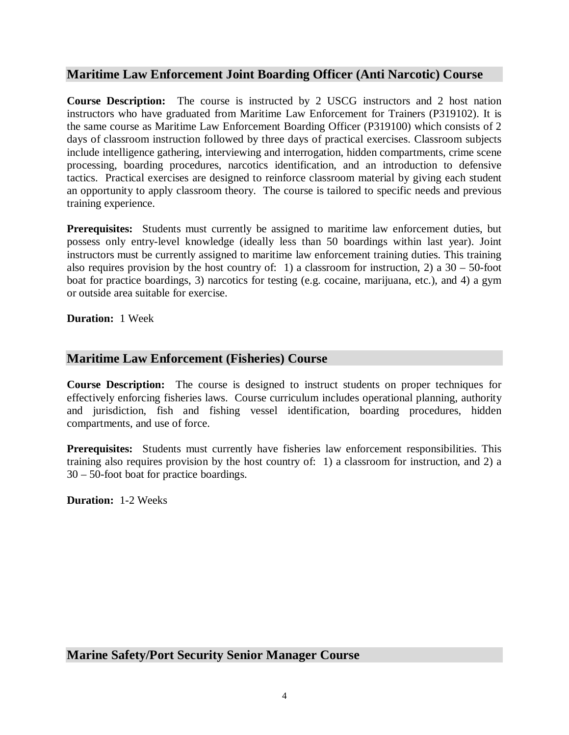## Maritime Law Enforcement Joint Boarding Officer (Anti Narcotic) Course

**Course Description:** The course is instructed by 2 USCG instructors and 2 host nation instructors who have graduated from Maritime Law Enforcement for Trainers (P319102). It is the same course as Maritime Law Enforcement Boarding Officer (P319100) which consists of 2 days of classroom instruction followed by three days of practical exercises. Classroom subjects include intelligence gathering, interviewing and interrogation, hidden compartments, crime scene processing, boarding procedures, narcotics identification, and an introduction to defensive tactics. Practical exercises are designed to reinforce classroom material by giving each student an opportunity to apply classroom theory. The course is tailored to specific needs and previous training experience.

**Prerequisites:** Students must currently be assigned to maritime law enforcement duties, but possess only entry-level knowledge (ideally less than 50 boardings within last year). Joint instructors must be currently assigned to maritime law enforcement training duties. This training also requires provision by the host country of: 1) a classroom for instruction, 2) a 30 – 50-foot boat for practice boardings, 3) narcotics for testing (e.g. cocaine, marijuana, etc.), and 4) a gym or outside area suitable for exercise.

**Duration:** 1 Week

## Maritime Law Enforcement (Fisheries) Course

**Course Description:** The course is designed to instruct students on proper techniques for effectively enforcing fisheries laws. Course curriculum includes operational planning, authority and jurisdiction, fish and fishing vessel identification, boarding procedures, hidden compartments, and use of force.

**Prerequisites:** Students must currently have fisheries law enforcement responsibilities. This training also requires provision by the host country of: 1) a classroom for instruction, and 2) a 30 – 50-foot boat for practice boardings.

**Duration:** 1-2 Weeks

## Marine Safety/Port Security Senior Manager Course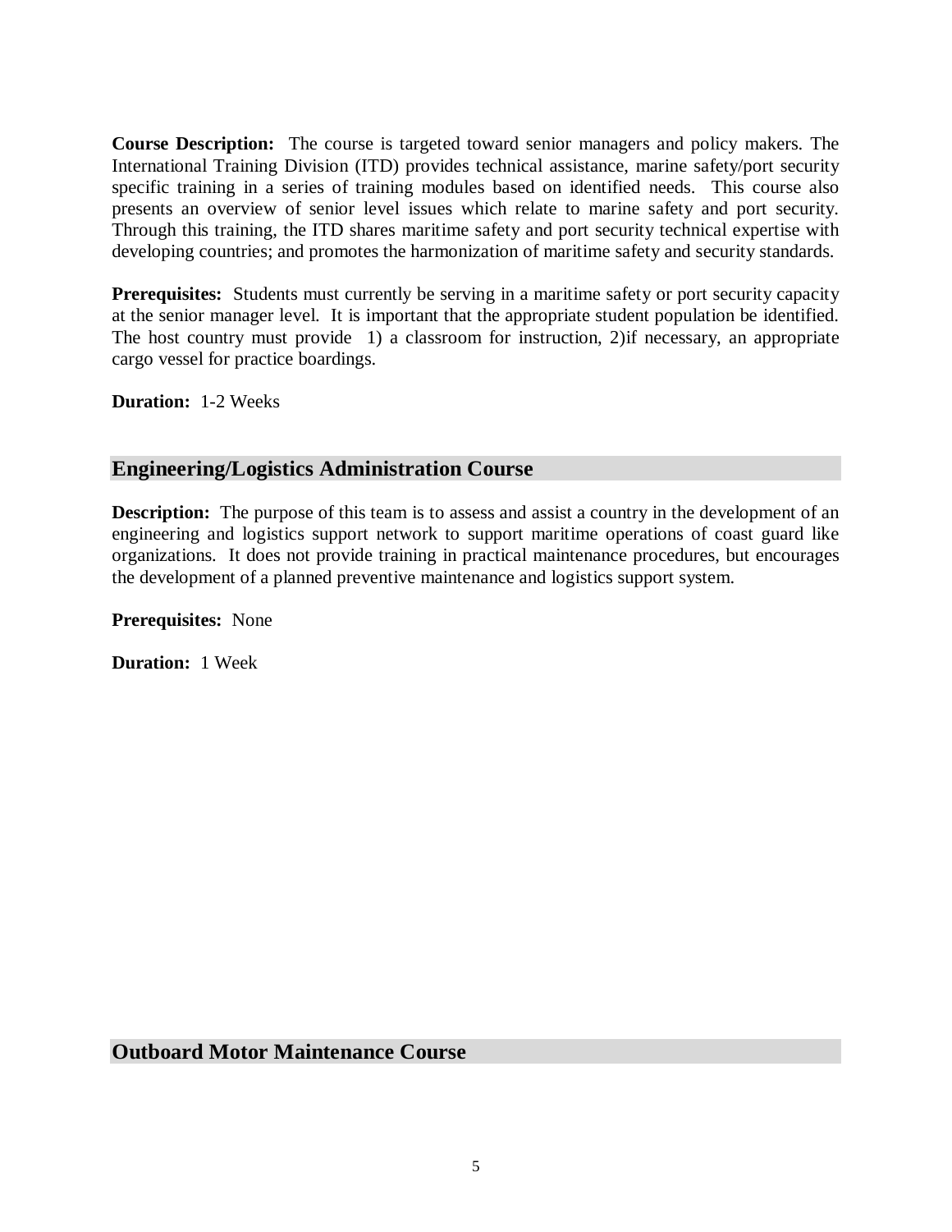**Course Description:** The course is targeted toward senior managers and policy makers. The International Training Division (ITD) provides technical assistance, marine safety/port security specific training in a series of training modules based on identified needs. This course also presents an overview of senior level issues which relate to marine safety and port security. Through this training, the ITD shares maritime safety and port security technical expertise with developing countries; and promotes the harmonization of maritime safety and security standards.

**Prerequisites:** Students must currently be serving in a maritime safety or port security capacity at the senior manager level. It is important that the appropriate student population be identified. The host country must provide 1) a classroom for instruction, 2)if necessary, an appropriate cargo vessel for practice boardings.

**Duration:** 1-2 Weeks

## Engineering/Logistics Administration Course

**Description:** The purpose of this team is to assess and assist a country in the development of an engineering and logistics support network to support maritime operations of coast guard like organizations. It does not provide training in practical maintenance procedures, but encourages the development of a planned preventive maintenance and logistics support system.

**Prerequisites:** None

**Duration:** 1 Week

## Outboard Motor Maintenance Course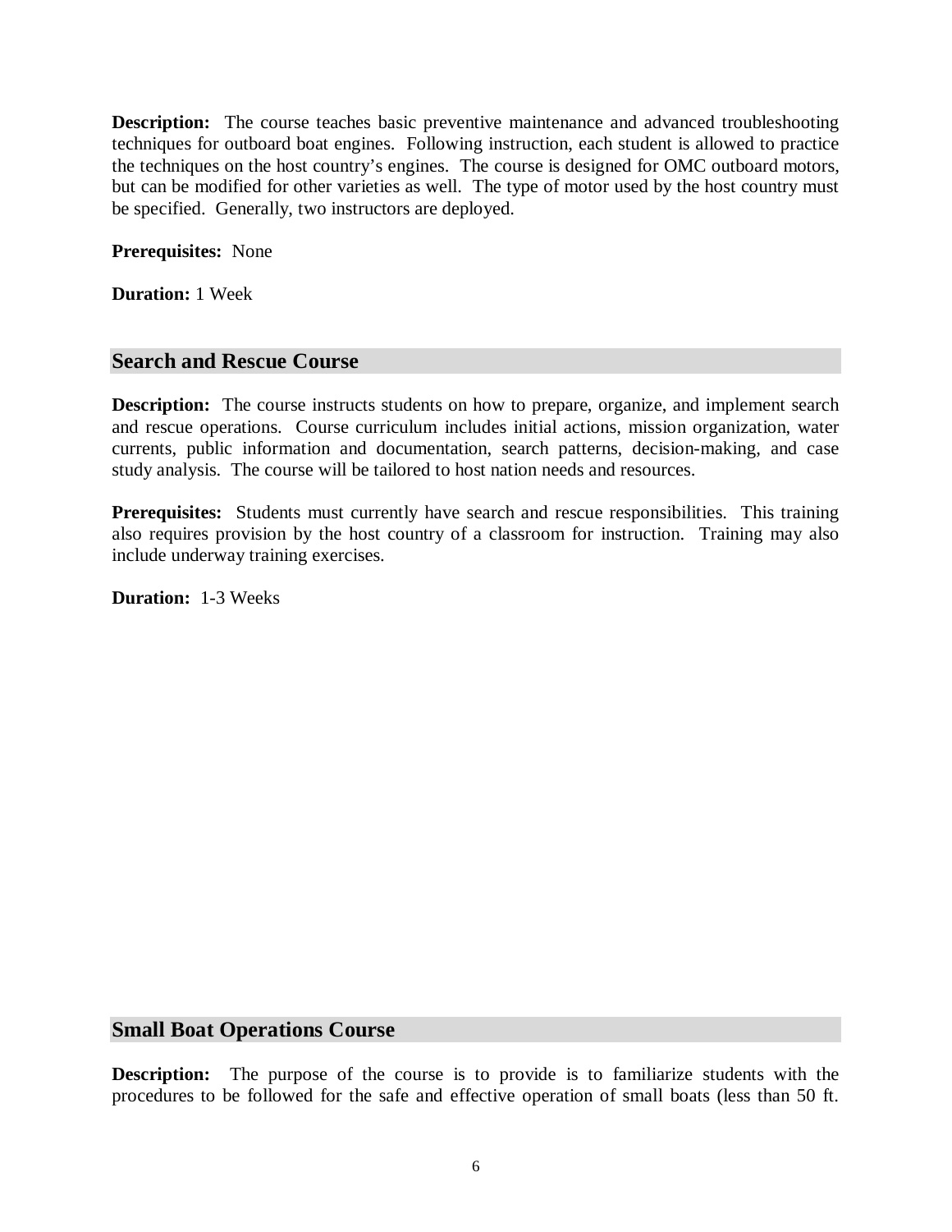**Description:** The course teaches basic preventive maintenance and advanced troubleshooting techniques for outboard boat engines. Following instruction, each student is allowed to practice the techniques on the host country's engines. The course is designed for OMC outboard motors, but can be modified for other varieties as well. The type of motor used by the host country must be specified. Generally, two instructors are deployed.

**Prerequisites:** None

**Duration:** 1 Week

## Search and Rescue Course

**Description:** The course instructs students on how to prepare, organize, and implement search and rescue operations. Course curriculum includes initial actions, mission organization, water currents, public information and documentation, search patterns, decision-making, and case study analysis. The course will be tailored to host nation needs and resources.

**Prerequisites:** Students must currently have search and rescue responsibilities. This training also requires provision by the host country of a classroom for instruction. Training may also include underway training exercises.

**Duration:** 1-3 Weeks

## Small Boat Operations Course

**Description:** The purpose of the course is to provide is to familiarize students with the procedures to be followed for the safe and effective operation of small boats (less than 50 ft.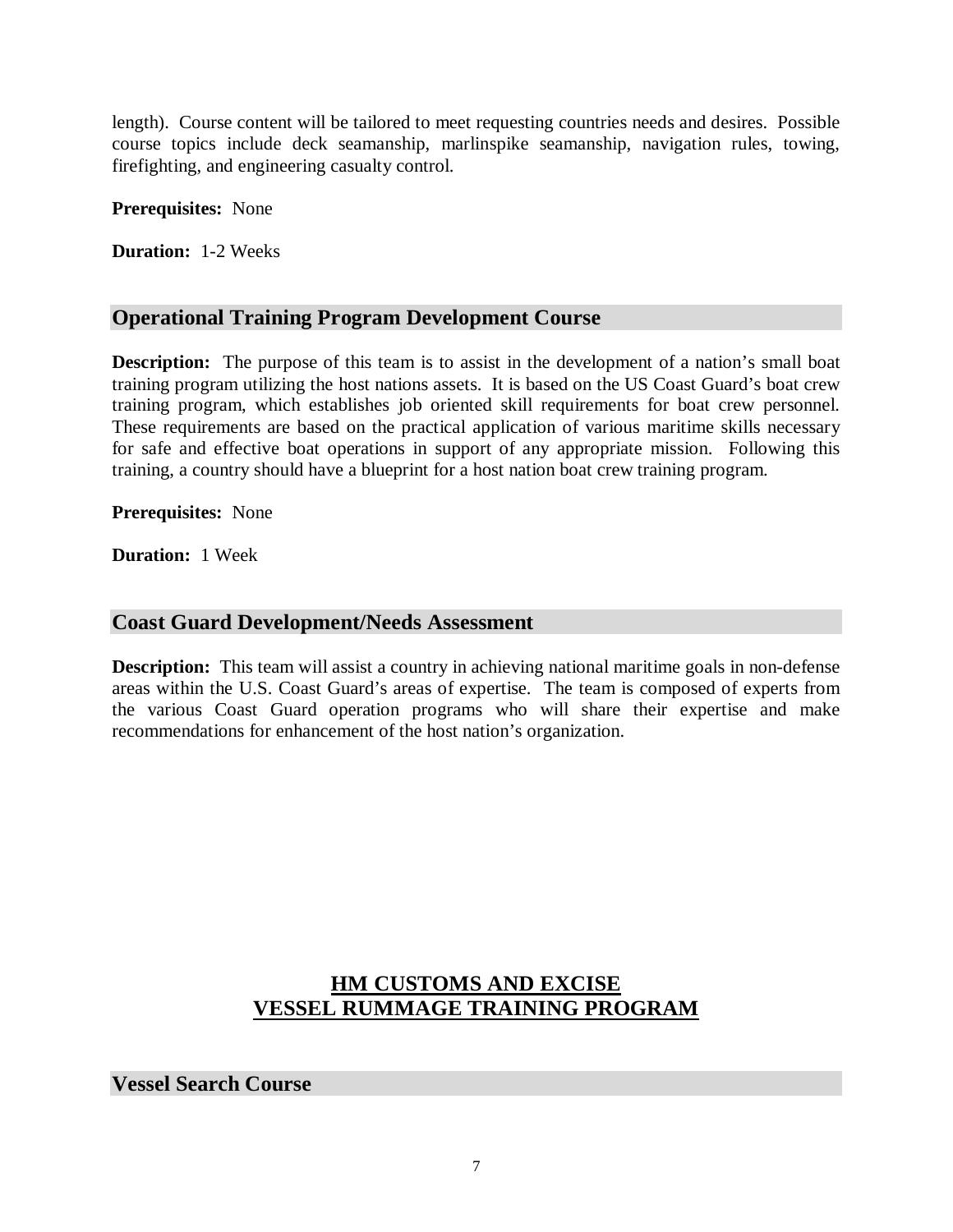length). Course content will be tailored to meet requesting countries needs and desires. Possible course topics include deck seamanship, marlinspike seamanship, navigation rules, towing, firefighting, and engineering casualty control.

**Prerequisites:** None

**Duration:** 1-2 Weeks

## Operational Training Program Development Course

**Description:** The purpose of this team is to assist in the development of a nation's small boat training program utilizing the host nations assets. It is based on the US Coast Guard's boat crew training program, which establishes job oriented skill requirements for boat crew personnel. These requirements are based on the practical application of various maritime skills necessary for safe and effective boat operations in support of any appropriate mission. Following this training, a country should have a blueprint for a host nation boat crew training program.

**Prerequisites:** None

**Duration:** 1 Week

## Coast Guard Development/Needs Assessment

**Description:** This team will assist a country in achieving national maritime goals in non-defense areas within the U.S. Coast Guard's areas of expertise. The team is composed of experts from the various Coast Guard operation programs who will share their expertise and make recommendations for enhancement of the host nation's organization.

# HM CUSTOMS AND EXCISE VESSEL RUMMAGE TRAINING PROGRAM

## Vessel Search Course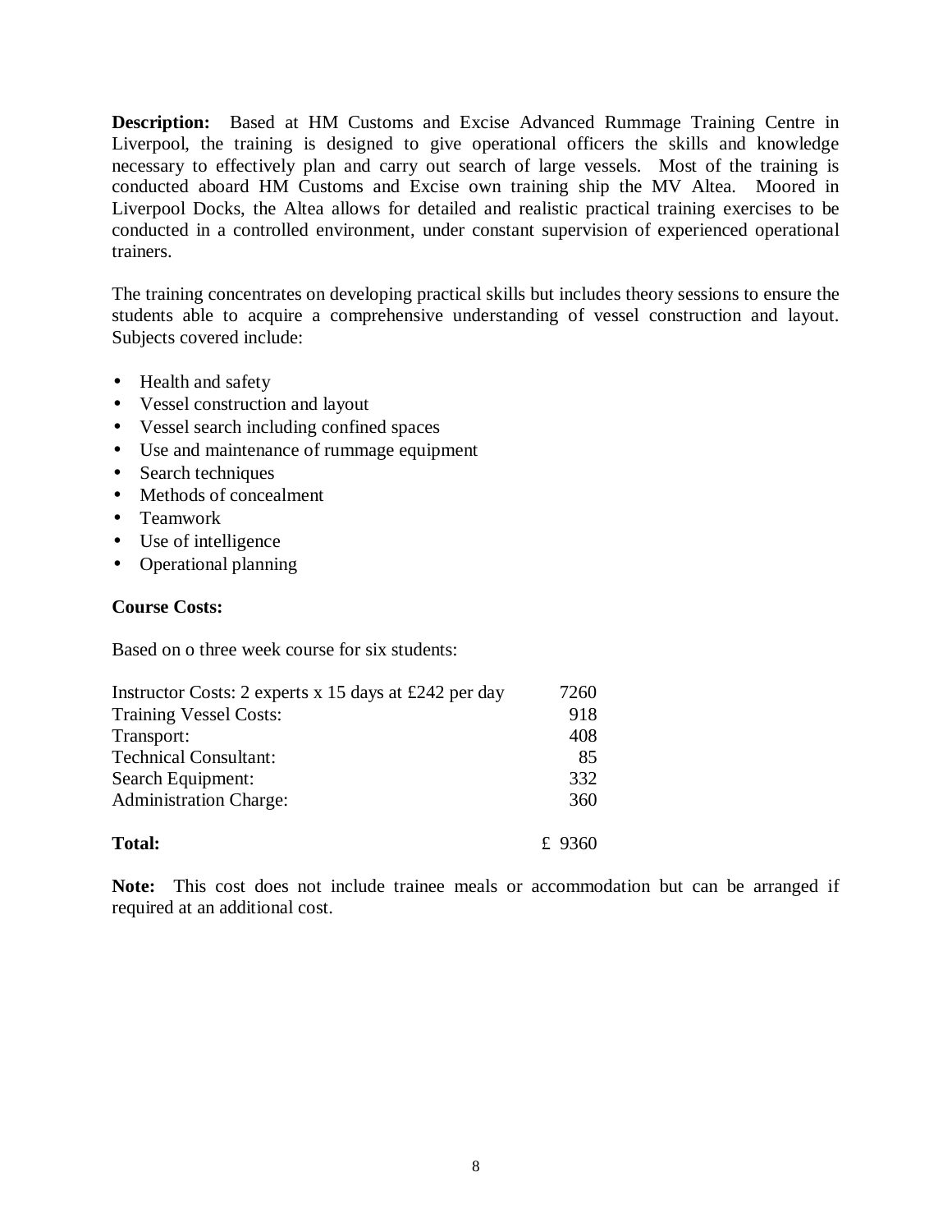**Description:** Based at HM Customs and Excise Advanced Rummage Training Centre in Liverpool, the training is designed to give operational officers the skills and knowledge necessary to effectively plan and carry out search of large vessels. Most of the training is conducted aboard HM Customs and Excise own training ship the MV Altea. Moored in Liverpool Docks, the Altea allows for detailed and realistic practical training exercises to be conducted in a controlled environment, under constant supervision of experienced operational trainers.

The training concentrates on developing practical skills but includes theory sessions to ensure the students able to acquire a comprehensive understanding of vessel construction and layout. Subjects covered include:

- Health and safety
- Vessel construction and layout
- Vessel search including confined spaces
- Use and maintenance of rummage equipment
- Search techniques
- Methods of concealment
- Teamwork
- Use of intelligence
- Operational planning

**Course Costs:**

Based on o three week course for six students:

| | |
|---|---|
| Instructor Costs: 2 experts x 15 days at £242 per day | 7260 |
| Training Vessel Costs: | 918 |
| Transport: | 408 |
| Technical Consultant: | 85 |
| Search Equipment: | 332 |
| Administration Charge: | 360 |
| **Total:** | £ 9360 |

**Note:** This cost does not include trainee meals or accommodation but can be arranged if required at an additional cost.